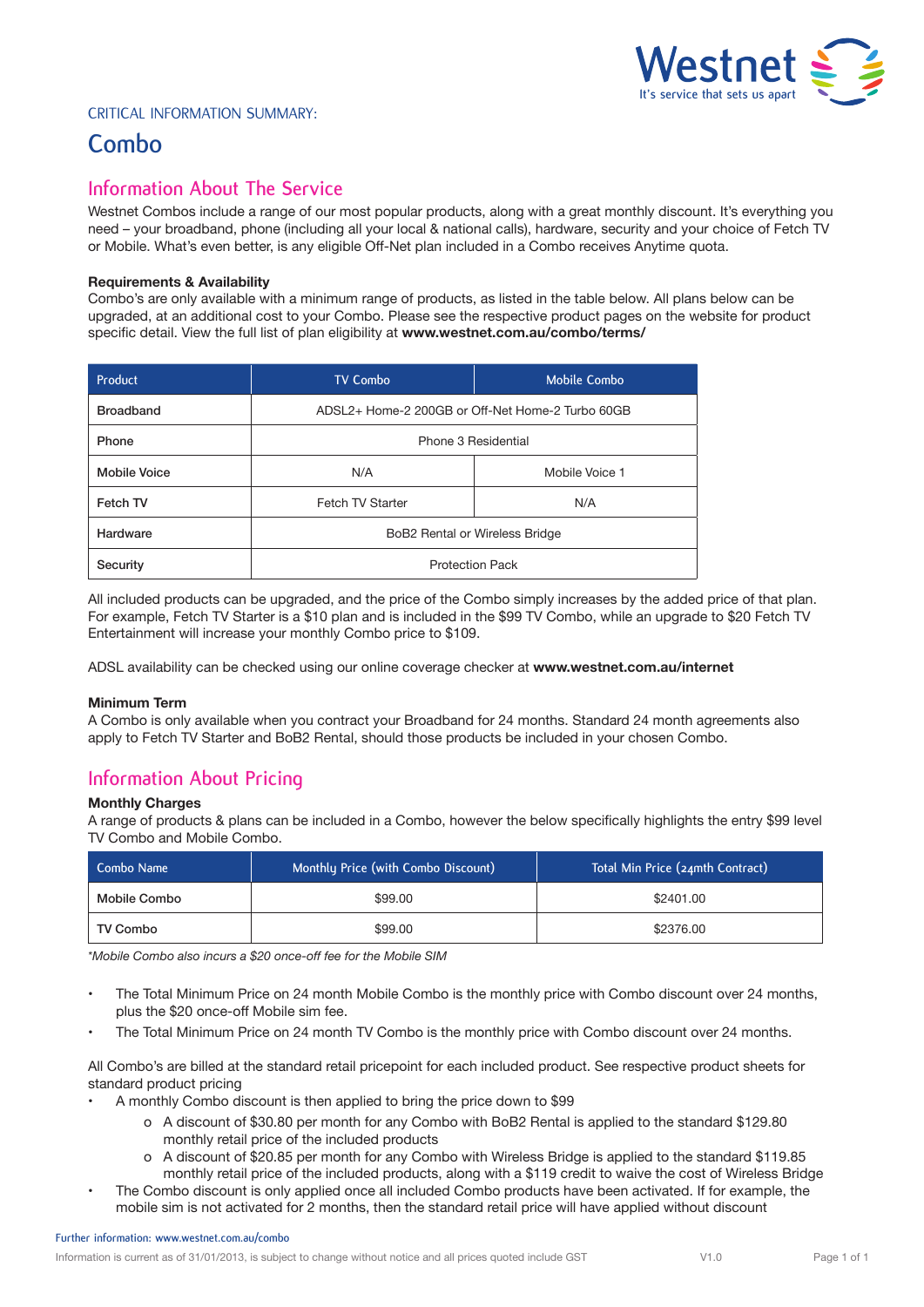CRITICAL INFORMATION SUMMARY:

# Combo

## Information About The Service

Westnet Combos include a range of our most popular products, along with a great monthly discount. It's everything you need – your broadband, phone (including all your local & national calls), hardware, security and your choice of Fetch TV or Mobile. What's even better, is any eligible Off-Net plan included in a Combo receives Anytime quota.

**Requirements & Availability**

Combo's are only available with a minimum range of products, as listed in the table below. All plans below can be upgraded, at an additional cost to your Combo. Please see the respective product pages on the website for product specific detail. View the full list of plan eligibility at **www.westnet.com.au/combo/terms/**

| Product | TV Combo | Mobile Combo |
|---|---|---|
| Broadband | ADSL2+ Home-2 200GB or Off-Net Home-2 Turbo 60GB | |
| Phone | Phone 3 Residential | |
| Mobile Voice | N/A | Mobile Voice 1 |
| Fetch TV | Fetch TV Starter | N/A |
| Hardware | BoB2 Rental or Wireless Bridge | |
| Security | Protection Pack | |

All included products can be upgraded, and the price of the Combo simply increases by the added price of that plan. For example, Fetch TV Starter is a $10 plan and is included in the $99 TV Combo, while an upgrade to $20 Fetch TV Entertainment will increase your monthly Combo price to $109.

ADSL availability can be checked using our online coverage checker at **www.westnet.com.au/internet**

**Minimum Term**

A Combo is only available when you contract your Broadband for 24 months. Standard 24 month agreements also apply to Fetch TV Starter and BoB2 Rental, should those products be included in your chosen Combo.

## Information About Pricing

**Monthly Charges**

A range of products & plans can be included in a Combo, however the below specifically highlights the entry $99 level TV Combo and Mobile Combo.

| Combo Name | Monthly Price (with Combo Discount) | Total Min Price (24mth Contract) |
|---|---|---|
| Mobile Combo | $99.00 | $2401.00 |
| TV Combo | $99.00 | $2376.00 |

*\*Mobile Combo also incurs a $20 once-off fee for the Mobile SIM*

- The Total Minimum Price on 24 month Mobile Combo is the monthly price with Combo discount over 24 months, plus the $20 once-off Mobile sim fee.
- The Total Minimum Price on 24 month TV Combo is the monthly price with Combo discount over 24 months.

All Combo's are billed at the standard retail pricepoint for each included product. See respective product sheets for standard product pricing

- A monthly Combo discount is then applied to bring the price down to $99
  - A discount of $30.80 per month for any Combo with BoB2 Rental is applied to the standard $129.80 monthly retail price of the included products
  - A discount of $20.85 per month for any Combo with Wireless Bridge is applied to the standard $119.85 monthly retail price of the included products, along with a $119 credit to waive the cost of Wireless Bridge
- The Combo discount is only applied once all included Combo products have been activated. If for example, the mobile sim is not activated for 2 months, then the standard retail price will have applied without discount

Further information: www.westnet.com.au/combo

Information is current as of 31/01/2013, is subject to change without notice and all prices quoted include GST V1.0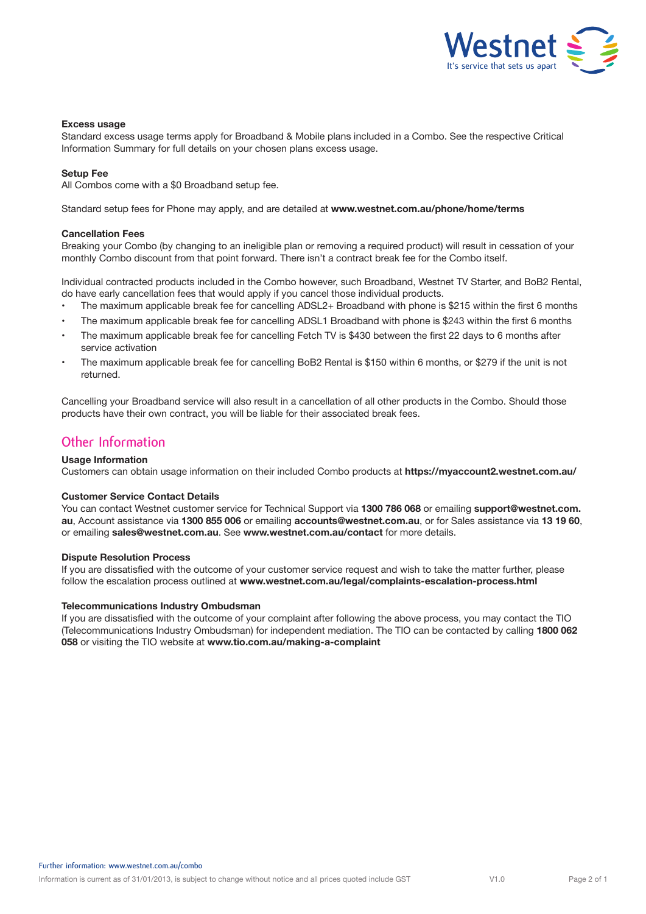**Excess usage**
Standard excess usage terms apply for Broadband & Mobile plans included in a Combo. See the respective Critical Information Summary for full details on your chosen plans excess usage.

**Setup Fee**
All Combos come with a $0 Broadband setup fee.

Standard setup fees for Phone may apply, and are detailed at **www.westnet.com.au/phone/home/terms**

**Cancellation Fees**
Breaking your Combo (by changing to an ineligible plan or removing a required product) will result in cessation of your monthly Combo discount from that point forward. There isn't a contract break fee for the Combo itself.

Individual contracted products included in the Combo however, such Broadband, Westnet TV Starter, and BoB2 Rental, do have early cancellation fees that would apply if you cancel those individual products.

- The maximum applicable break fee for cancelling ADSL2+ Broadband with phone is $215 within the first 6 months
- The maximum applicable break fee for cancelling ADSL1 Broadband with phone is $243 within the first 6 months
- The maximum applicable break fee for cancelling Fetch TV is $430 between the first 22 days to 6 months after service activation
- The maximum applicable break fee for cancelling BoB2 Rental is $150 within 6 months, or $279 if the unit is not returned.

Cancelling your Broadband service will also result in a cancellation of all other products in the Combo. Should those products have their own contract, you will be liable for their associated break fees.

## Other Information

**Usage Information**
Customers can obtain usage information on their included Combo products at **https://myaccount2.westnet.com.au/**

**Customer Service Contact Details**
You can contact Westnet customer service for Technical Support via **1300 786 068** or emailing **support@westnet.com.au**, Account assistance via **1300 855 006** or emailing **accounts@westnet.com.au**, or for Sales assistance via **13 19 60**, or emailing **sales@westnet.com.au**. See **www.westnet.com.au/contact** for more details.

**Dispute Resolution Process**
If you are dissatisfied with the outcome of your customer service request and wish to take the matter further, please follow the escalation process outlined at **www.westnet.com.au/legal/complaints-escalation-process.html**

**Telecommunications Industry Ombudsman**
If you are dissatisfied with the outcome of your complaint after following the above process, you may contact the TIO (Telecommunications Industry Ombudsman) for independent mediation. The TIO can be contacted by calling **1800 062 058** or visiting the TIO website at **www.tio.com.au/making-a-complaint**

Further information: www.westnet.com.au/combo

Information is current as of 31/01/2013, is subject to change without notice and all prices quoted include GST

V1.0